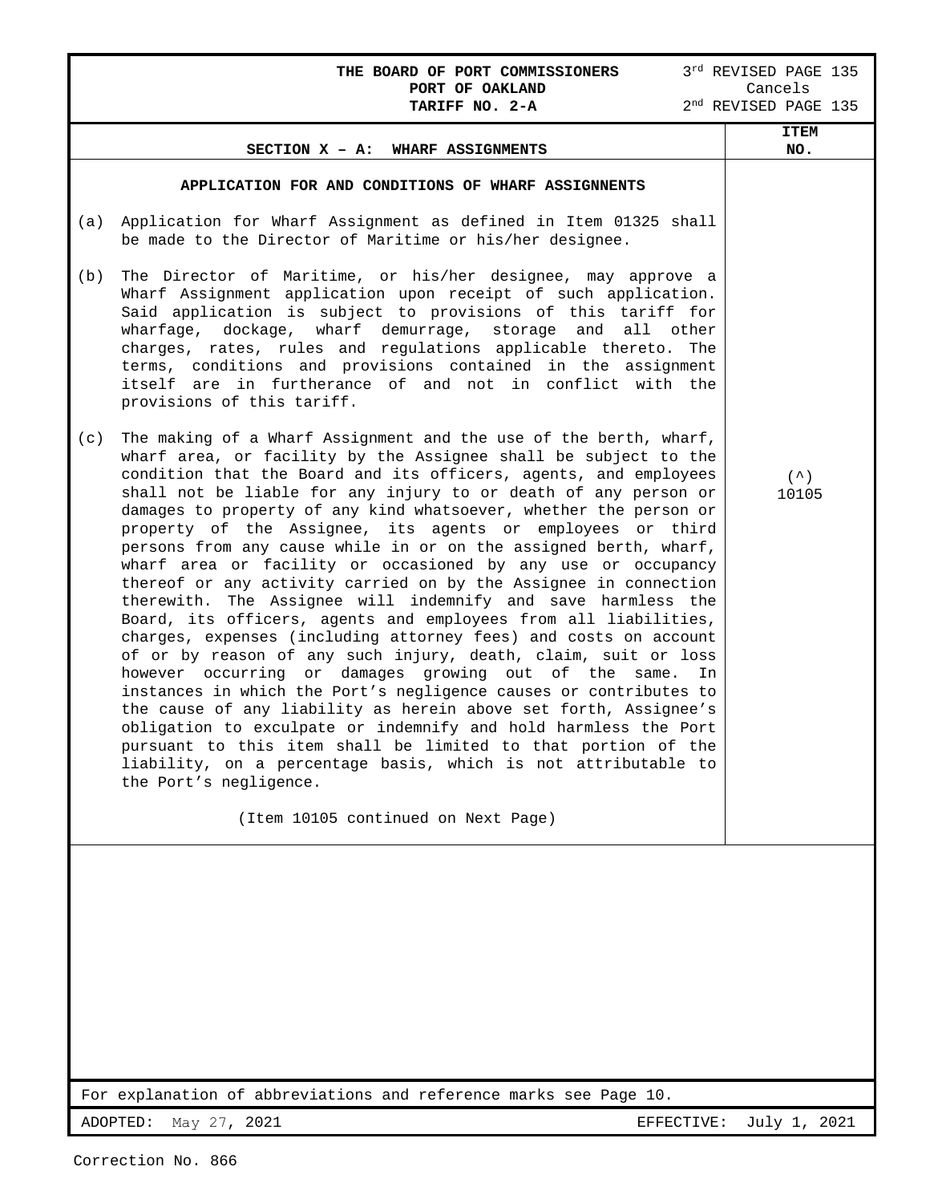**THE BOARD OF PORT COMMISSIONERS**
**PORT OF OAKLAND**
**TARIFF NO. 2-A**

3rd REVISED PAGE 135
Cancels
2nd REVISED PAGE 135

## SECTION X – A: WHARF ASSIGNMENTS

**ITEM NO.** (^) 10105

### APPLICATION FOR AND CONDITIONS OF WHARF ASSIGNNENTS

(a) Application for Wharf Assignment as defined in Item 01325 shall be made to the Director of Maritime or his/her designee.

(b) The Director of Maritime, or his/her designee, may approve a Wharf Assignment application upon receipt of such application. Said application is subject to provisions of this tariff for wharfage, dockage, wharf demurrage, storage and all other charges, rates, rules and regulations applicable thereto. The terms, conditions and provisions contained in the assignment itself are in furtherance of and not in conflict with the provisions of this tariff.

(c) The making of a Wharf Assignment and the use of the berth, wharf, wharf area, or facility by the Assignee shall be subject to the condition that the Board and its officers, agents, and employees shall not be liable for any injury to or death of any person or damages to property of any kind whatsoever, whether the person or property of the Assignee, its agents or employees or third persons from any cause while in or on the assigned berth, wharf, wharf area or facility or occasioned by any use or occupancy thereof or any activity carried on by the Assignee in connection therewith. The Assignee will indemnify and save harmless the Board, its officers, agents and employees from all liabilities, charges, expenses (including attorney fees) and costs on account of or by reason of any such injury, death, claim, suit or loss however occurring or damages growing out of the same. In instances in which the Port's negligence causes or contributes to the cause of any liability as herein above set forth, Assignee's obligation to exculpate or indemnify and hold harmless the Port pursuant to this item shall be limited to that portion of the liability, on a percentage basis, which is not attributable to the Port's negligence.

(Item 10105 continued on Next Page)

For explanation of abbreviations and reference marks see Page 10.

ADOPTED: May 27, 2021 EFFECTIVE: July 1, 2021

Correction No. 866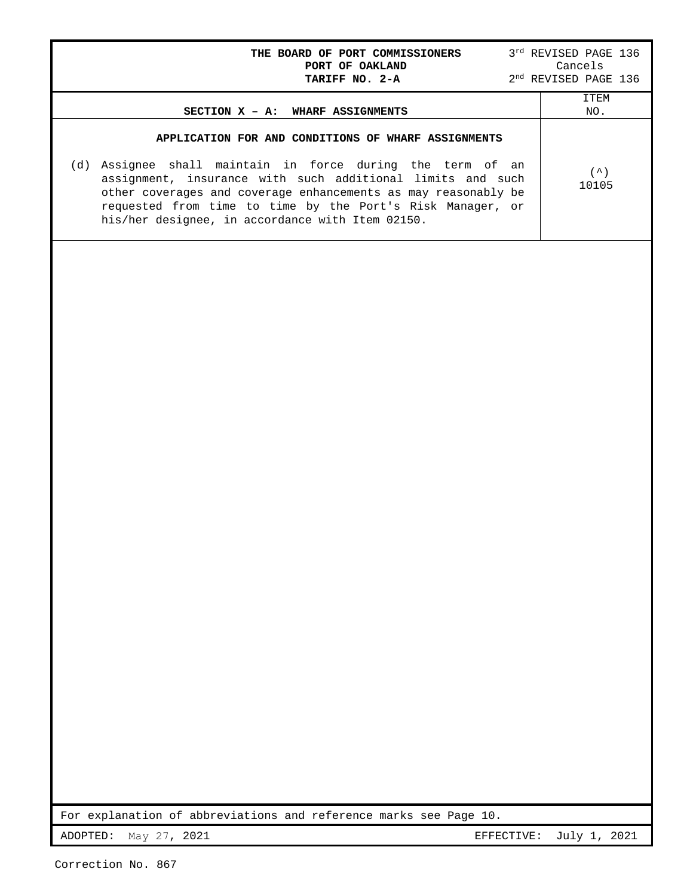**THE BOARD OF PORT COMMISSIONERS**
**PORT OF OAKLAND**
**TARIFF NO. 2-A**

3rd REVISED PAGE 136
Cancels
2nd REVISED PAGE 136

| **SECTION X – A: WHARF ASSIGNMENTS** | ITEM NO. |
|---|---|
| **APPLICATION FOR AND CONDITIONS OF WHARF ASSIGNMENTS**<br><br>(d) Assignee shall maintain in force during the term of an assignment, insurance with such additional limits and such other coverages and coverage enhancements as may reasonably be requested from time to time by the Port's Risk Manager, or his/her designee, in accordance with Item 02150. | (^)<br>10105 |

For explanation of abbreviations and reference marks see Page 10.

ADOPTED: May 27, 2021 EFFECTIVE: July 1, 2021

Correction No. 867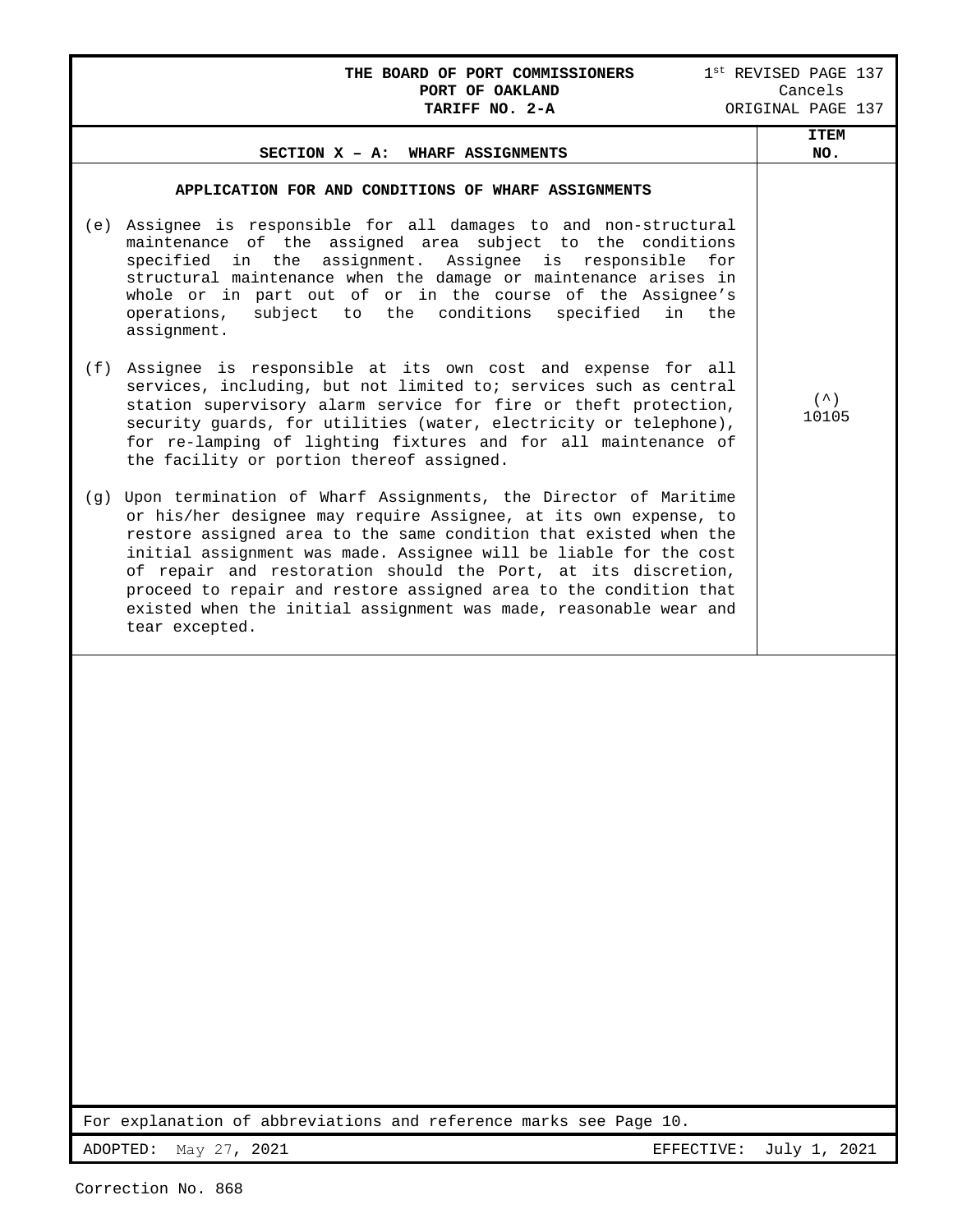**THE BOARD OF PORT COMMISSIONERS**
**PORT OF OAKLAND**
**TARIFF NO. 2-A**

1st REVISED PAGE 137
Cancels
ORIGINAL PAGE 137

## SECTION X – A: WHARF ASSIGNMENTS

**ITEM NO.** (^) 10105

### APPLICATION FOR AND CONDITIONS OF WHARF ASSIGNMENTS

(e) Assignee is responsible for all damages to and non-structural maintenance of the assigned area subject to the conditions specified in the assignment. Assignee is responsible for structural maintenance when the damage or maintenance arises in whole or in part out of or in the course of the Assignee's operations, subject to the conditions specified in the assignment.

(f) Assignee is responsible at its own cost and expense for all services, including, but not limited to; services such as central station supervisory alarm service for fire or theft protection, security guards, for utilities (water, electricity or telephone), for re-lamping of lighting fixtures and for all maintenance of the facility or portion thereof assigned.

(g) Upon termination of Wharf Assignments, the Director of Maritime or his/her designee may require Assignee, at its own expense, to restore assigned area to the same condition that existed when the initial assignment was made. Assignee will be liable for the cost of repair and restoration should the Port, at its discretion, proceed to repair and restore assigned area to the condition that existed when the initial assignment was made, reasonable wear and tear excepted.

For explanation of abbreviations and reference marks see Page 10.

ADOPTED: May 27, 2021 EFFECTIVE: July 1, 2021

Correction No. 868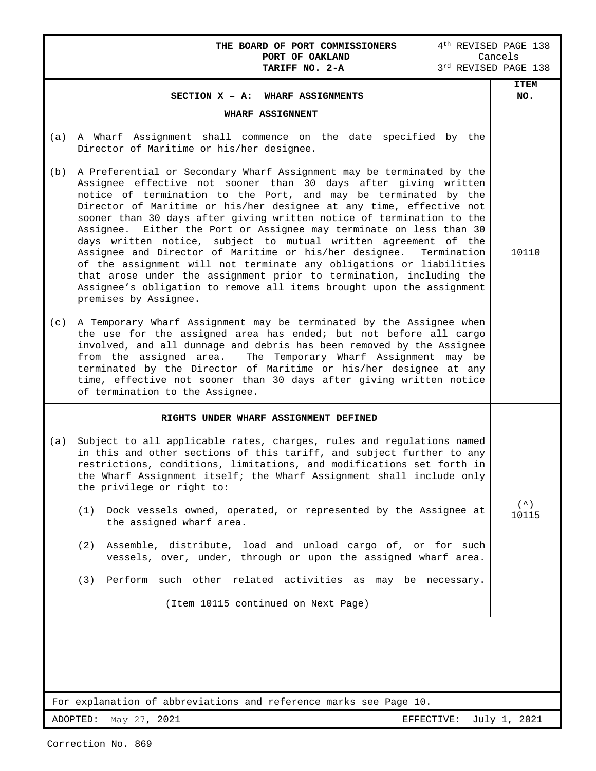THE BOARD OF PORT COMMISSIONERS
PORT OF OAKLAND
TARIFF NO. 2-A

4th REVISED PAGE 138
Cancels
3rd REVISED PAGE 138

## SECTION X – A: WHARF ASSIGNMENTS

| | ITEM NO. |
|---|---|
| **WHARF ASSIGNNENT**<br><br>(a) A Wharf Assignment shall commence on the date specified by the Director of Maritime or his/her designee.<br><br>(b) A Preferential or Secondary Wharf Assignment may be terminated by the Assignee effective not sooner than 30 days after giving written notice of termination to the Port, and may be terminated by the Director of Maritime or his/her designee at any time, effective not sooner than 30 days after giving written notice of termination to the Assignee. Either the Port or Assignee may terminate on less than 30 days written notice, subject to mutual written agreement of the Assignee and Director of Maritime or his/her designee. Termination of the assignment will not terminate any obligations or liabilities that arose under the assignment prior to termination, including the Assignee's obligation to remove all items brought upon the assignment premises by Assignee.<br><br>(c) A Temporary Wharf Assignment may be terminated by the Assignee when the use for the assigned area has ended; but not before all cargo involved, and all dunnage and debris has been removed by the Assignee from the assigned area. The Temporary Wharf Assignment may be terminated by the Director of Maritime or his/her designee at any time, effective not sooner than 30 days after giving written notice of termination to the Assignee. | 10110 |
| **RIGHTS UNDER WHARF ASSIGNMENT DEFINED**<br><br>(a) Subject to all applicable rates, charges, rules and regulations named in this and other sections of this tariff, and subject further to any restrictions, conditions, limitations, and modifications set forth in the Wharf Assignment itself; the Wharf Assignment shall include only the privilege or right to:<br><br>(1) Dock vessels owned, operated, or represented by the Assignee at the assigned wharf area.<br><br>(2) Assemble, distribute, load and unload cargo of, or for such vessels, over, under, through or upon the assigned wharf area.<br><br>(3) Perform such other related activities as may be necessary.<br><br>(Item 10115 continued on Next Page) | (^) 10115 |

For explanation of abbreviations and reference marks see Page 10.

ADOPTED: May 27, 2021 EFFECTIVE: July 1, 2021

Correction No. 869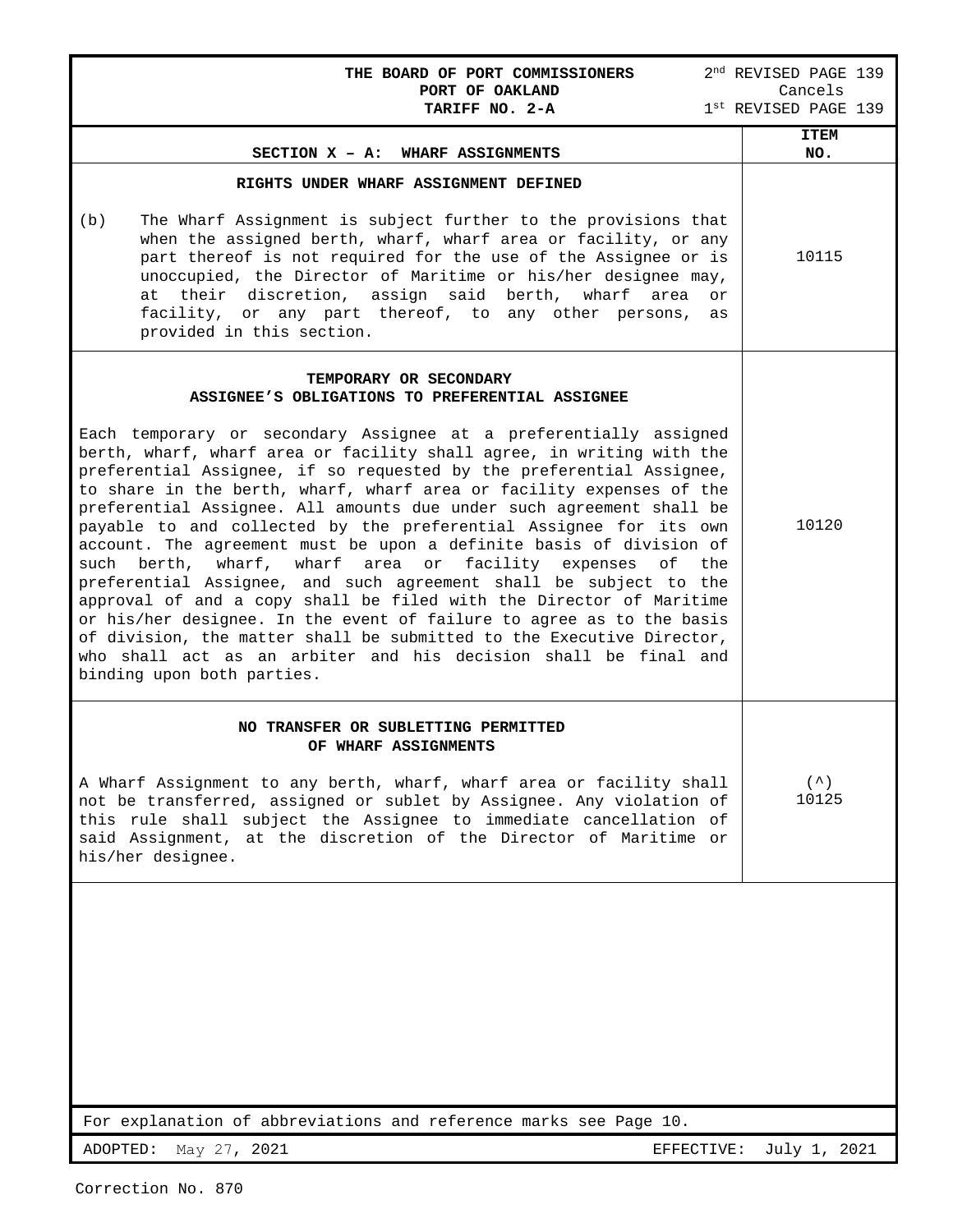**THE BOARD OF PORT COMMISSIONERS**
**PORT OF OAKLAND**
**TARIFF NO. 2-A**

2nd REVISED PAGE 139
Cancels
1st REVISED PAGE 139

| **SECTION X – A: WHARF ASSIGNMENTS** | **ITEM NO.** |
|---|---|
| **RIGHTS UNDER WHARF ASSIGNMENT DEFINED**<br><br>(b) The Wharf Assignment is subject further to the provisions that when the assigned berth, wharf, wharf area or facility, or any part thereof is not required for the use of the Assignee or is unoccupied, the Director of Maritime or his/her designee may, at their discretion, assign said berth, wharf area or facility, or any part thereof, to any other persons, as provided in this section. | 10115 |
| **TEMPORARY OR SECONDARY ASSIGNEE'S OBLIGATIONS TO PREFERENTIAL ASSIGNEE**<br><br>Each temporary or secondary Assignee at a preferentially assigned berth, wharf, wharf area or facility shall agree, in writing with the preferential Assignee, if so requested by the preferential Assignee, to share in the berth, wharf, wharf area or facility expenses of the preferential Assignee. All amounts due under such agreement shall be payable to and collected by the preferential Assignee for its own account. The agreement must be upon a definite basis of division of such berth, wharf, wharf area or facility expenses of the preferential Assignee, and such agreement shall be subject to the approval of and a copy shall be filed with the Director of Maritime or his/her designee. In the event of failure to agree as to the basis of division, the matter shall be submitted to the Executive Director, who shall act as an arbiter and his decision shall be final and binding upon both parties. | 10120 |
| **NO TRANSFER OR SUBLETTING PERMITTED OF WHARF ASSIGNMENTS**<br><br>A Wharf Assignment to any berth, wharf, wharf area or facility shall not be transferred, assigned or sublet by Assignee. Any violation of this rule shall subject the Assignee to immediate cancellation of said Assignment, at the discretion of the Director of Maritime or his/her designee. | (^)<br>10125 |

For explanation of abbreviations and reference marks see Page 10.

ADOPTED: May 27, 2021 EFFECTIVE: July 1, 2021

Correction No. 870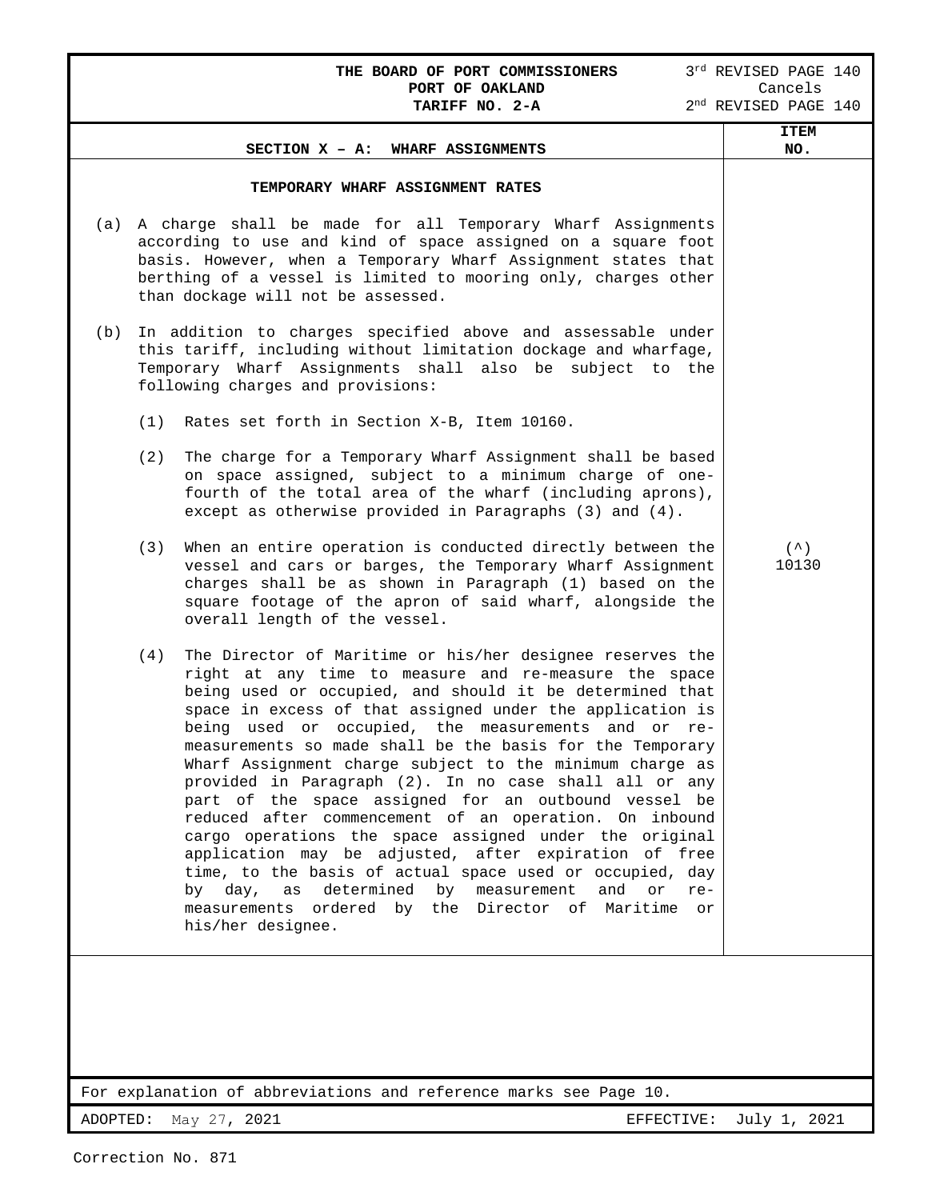**THE BOARD OF PORT COMMISSIONERS**
**PORT OF OAKLAND**
**TARIFF NO. 2-A**

3rd REVISED PAGE 140
Cancels
2nd REVISED PAGE 140

## SECTION X – A: WHARF ASSIGNMENTS

**ITEM NO.** (^) 10130

### TEMPORARY WHARF ASSIGNMENT RATES

(a) A charge shall be made for all Temporary Wharf Assignments according to use and kind of space assigned on a square foot basis. However, when a Temporary Wharf Assignment states that berthing of a vessel is limited to mooring only, charges other than dockage will not be assessed.

(b) In addition to charges specified above and assessable under this tariff, including without limitation dockage and wharfage, Temporary Wharf Assignments shall also be subject to the following charges and provisions:

(1) Rates set forth in Section X-B, Item 10160.

(2) The charge for a Temporary Wharf Assignment shall be based on space assigned, subject to a minimum charge of one-fourth of the total area of the wharf (including aprons), except as otherwise provided in Paragraphs (3) and (4).

(3) When an entire operation is conducted directly between the vessel and cars or barges, the Temporary Wharf Assignment charges shall be as shown in Paragraph (1) based on the square footage of the apron of said wharf, alongside the overall length of the vessel.

(4) The Director of Maritime or his/her designee reserves the right at any time to measure and re-measure the space being used or occupied, and should it be determined that space in excess of that assigned under the application is being used or occupied, the measurements and or re-measurements so made shall be the basis for the Temporary Wharf Assignment charge subject to the minimum charge as provided in Paragraph (2). In no case shall all or any part of the space assigned for an outbound vessel be reduced after commencement of an operation. On inbound cargo operations the space assigned under the original application may be adjusted, after expiration of free time, to the basis of actual space used or occupied, day by day, as determined by measurement and or re-measurements ordered by the Director of Maritime or his/her designee.

For explanation of abbreviations and reference marks see Page 10.

ADOPTED: May 27, 2021 EFFECTIVE: July 1, 2021

Correction No. 871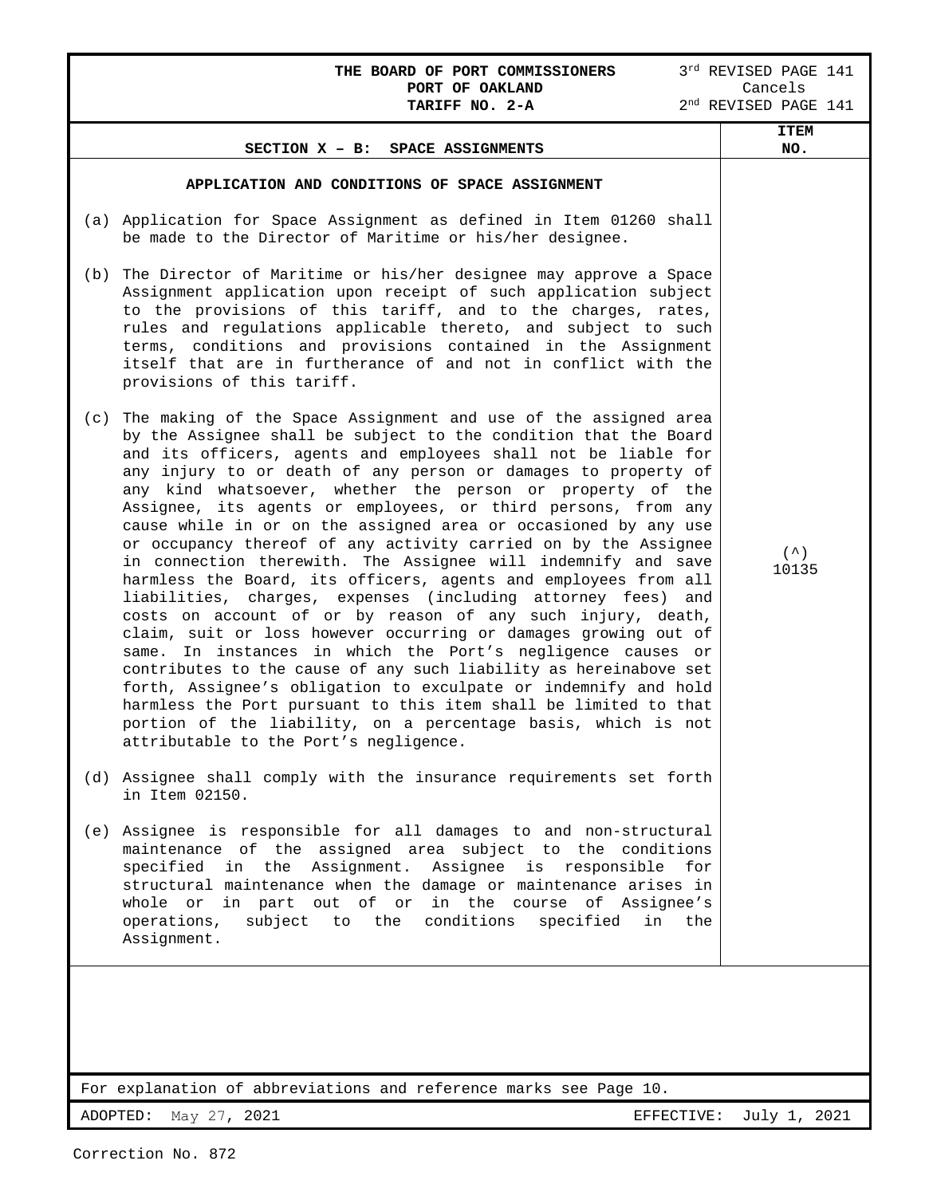**THE BOARD OF PORT COMMISSIONERS**
**PORT OF OAKLAND**
**TARIFF NO. 2-A**

3rd REVISED PAGE 141
Cancels
2nd REVISED PAGE 141

## SECTION X – B: SPACE ASSIGNMENTS

**ITEM NO.** (^) 10135

### APPLICATION AND CONDITIONS OF SPACE ASSIGNMENT

(a) Application for Space Assignment as defined in Item 01260 shall be made to the Director of Maritime or his/her designee.

(b) The Director of Maritime or his/her designee may approve a Space Assignment application upon receipt of such application subject to the provisions of this tariff, and to the charges, rates, rules and regulations applicable thereto, and subject to such terms, conditions and provisions contained in the Assignment itself that are in furtherance of and not in conflict with the provisions of this tariff.

(c) The making of the Space Assignment and use of the assigned area by the Assignee shall be subject to the condition that the Board and its officers, agents and employees shall not be liable for any injury to or death of any person or damages to property of any kind whatsoever, whether the person or property of the Assignee, its agents or employees, or third persons, from any cause while in or on the assigned area or occasioned by any use or occupancy thereof of any activity carried on by the Assignee in connection therewith. The Assignee will indemnify and save harmless the Board, its officers, agents and employees from all liabilities, charges, expenses (including attorney fees) and costs on account of or by reason of any such injury, death, claim, suit or loss however occurring or damages growing out of same. In instances in which the Port's negligence causes or contributes to the cause of any such liability as hereinabove set forth, Assignee's obligation to exculpate or indemnify and hold harmless the Port pursuant to this item shall be limited to that portion of the liability, on a percentage basis, which is not attributable to the Port's negligence.

(d) Assignee shall comply with the insurance requirements set forth in Item 02150.

(e) Assignee is responsible for all damages to and non-structural maintenance of the assigned area subject to the conditions specified in the Assignment. Assignee is responsible for structural maintenance when the damage or maintenance arises in whole or in part out of or in the course of Assignee's operations, subject to the conditions specified in the Assignment.

For explanation of abbreviations and reference marks see Page 10.

ADOPTED: May 27, 2021 EFFECTIVE: July 1, 2021

Correction No. 872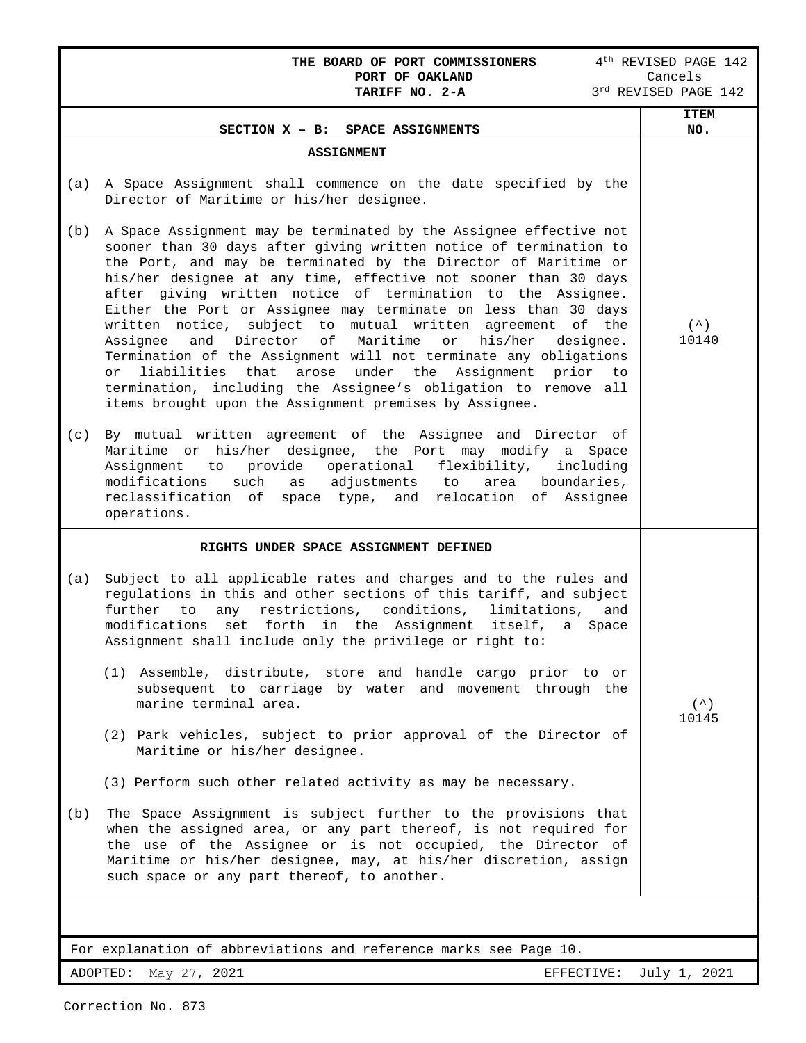**THE BOARD OF PORT COMMISSIONERS**
**PORT OF OAKLAND**
**TARIFF NO. 2-A**

4th REVISED PAGE 142
Cancels
3rd REVISED PAGE 142

## SECTION X – B: SPACE ASSIGNMENTS

| | ITEM NO. |
|---|---|
| **ASSIGNMENT**<br><br>(a) A Space Assignment shall commence on the date specified by the Director of Maritime or his/her designee.<br><br>(b) A Space Assignment may be terminated by the Assignee effective not sooner than 30 days after giving written notice of termination to the Port, and may be terminated by the Director of Maritime or his/her designee at any time, effective not sooner than 30 days after giving written notice of termination to the Assignee. Either the Port or Assignee may terminate on less than 30 days written notice, subject to mutual written agreement of the Assignee and Director of Maritime or his/her designee. Termination of the Assignment will not terminate any obligations or liabilities that arose under the Assignment prior to termination, including the Assignee's obligation to remove all items brought upon the Assignment premises by Assignee.<br><br>(c) By mutual written agreement of the Assignee and Director of Maritime or his/her designee, the Port may modify a Space Assignment to provide operational flexibility, including modifications such as adjustments to area boundaries, reclassification of space type, and relocation of Assignee operations. | (^) 10140 |
| **RIGHTS UNDER SPACE ASSIGNMENT DEFINED**<br><br>(a) Subject to all applicable rates and charges and to the rules and regulations in this and other sections of this tariff, and subject further to any restrictions, conditions, limitations, and modifications set forth in the Assignment itself, a Space Assignment shall include only the privilege or right to:<br><br>(1) Assemble, distribute, store and handle cargo prior to or subsequent to carriage by water and movement through the marine terminal area.<br><br>(2) Park vehicles, subject to prior approval of the Director of Maritime or his/her designee.<br><br>(3) Perform such other related activity as may be necessary.<br><br>(b) The Space Assignment is subject further to the provisions that when the assigned area, or any part thereof, is not required for the use of the Assignee or is not occupied, the Director of Maritime or his/her designee, may, at his/her discretion, assign such space or any part thereof, to another. | (^) 10145 |

For explanation of abbreviations and reference marks see Page 10.

ADOPTED: May 27, 2021 EFFECTIVE: July 1, 2021

Correction No. 873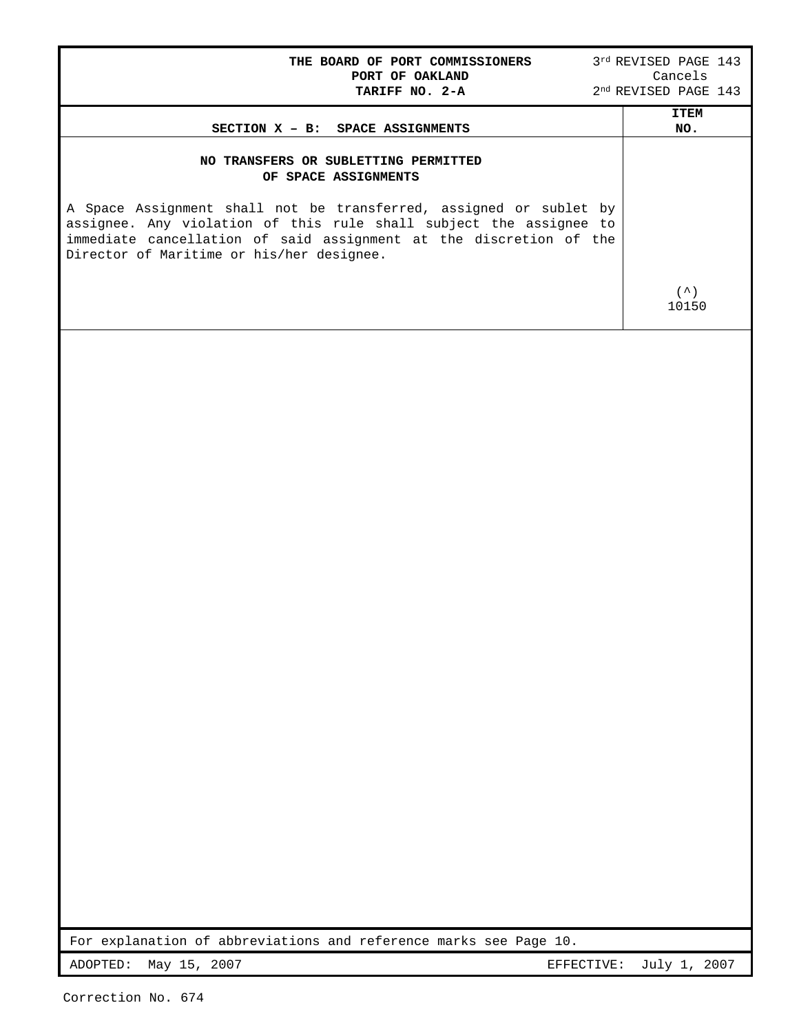THE BOARD OF PORT COMMISSIONERS
PORT OF OAKLAND
TARIFF NO. 2-A

3rd REVISED PAGE 143
Cancels
2nd REVISED PAGE 143

| SECTION X – B: SPACE ASSIGNMENTS | ITEM NO. |
|---|---|
| **NO TRANSFERS OR SUBLETTING PERMITTED OF SPACE ASSIGNMENTS**<br><br>A Space Assignment shall not be transferred, assigned or sublet by assignee. Any violation of this rule shall subject the assignee to immediate cancellation of said assignment at the discretion of the Director of Maritime or his/her designee. | (^)<br>10150 |

For explanation of abbreviations and reference marks see Page 10.

ADOPTED: May 15, 2007 EFFECTIVE: July 1, 2007

Correction No. 674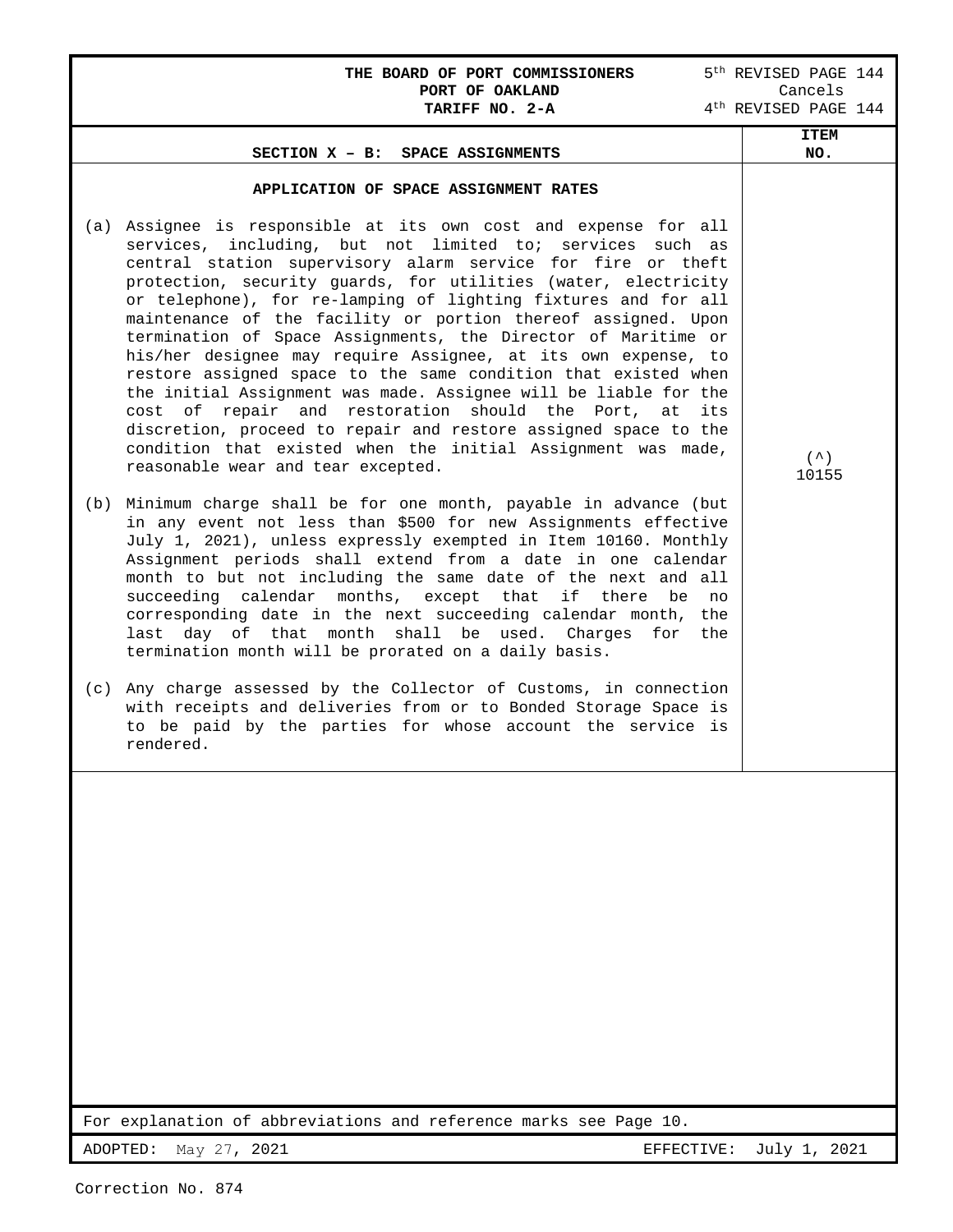**THE BOARD OF PORT COMMISSIONERS**
**PORT OF OAKLAND**
**TARIFF NO. 2-A**

5th REVISED PAGE 144
Cancels
4th REVISED PAGE 144

## SECTION X – B: SPACE ASSIGNMENTS

**ITEM NO.** (^) 10155

### APPLICATION OF SPACE ASSIGNMENT RATES

(a) Assignee is responsible at its own cost and expense for all services, including, but not limited to; services such as central station supervisory alarm service for fire or theft protection, security guards, for utilities (water, electricity or telephone), for re-lamping of lighting fixtures and for all maintenance of the facility or portion thereof assigned. Upon termination of Space Assignments, the Director of Maritime or his/her designee may require Assignee, at its own expense, to restore assigned space to the same condition that existed when the initial Assignment was made. Assignee will be liable for the cost of repair and restoration should the Port, at its discretion, proceed to repair and restore assigned space to the condition that existed when the initial Assignment was made, reasonable wear and tear excepted.

(b) Minimum charge shall be for one month, payable in advance (but in any event not less than $500 for new Assignments effective July 1, 2021), unless expressly exempted in Item 10160. Monthly Assignment periods shall extend from a date in one calendar month to but not including the same date of the next and all succeeding calendar months, except that if there be no corresponding date in the next succeeding calendar month, the last day of that month shall be used. Charges for the termination month will be prorated on a daily basis.

(c) Any charge assessed by the Collector of Customs, in connection with receipts and deliveries from or to Bonded Storage Space is to be paid by the parties for whose account the service is rendered.

For explanation of abbreviations and reference marks see Page 10.

ADOPTED: May 27, 2021 EFFECTIVE: July 1, 2021

Correction No. 874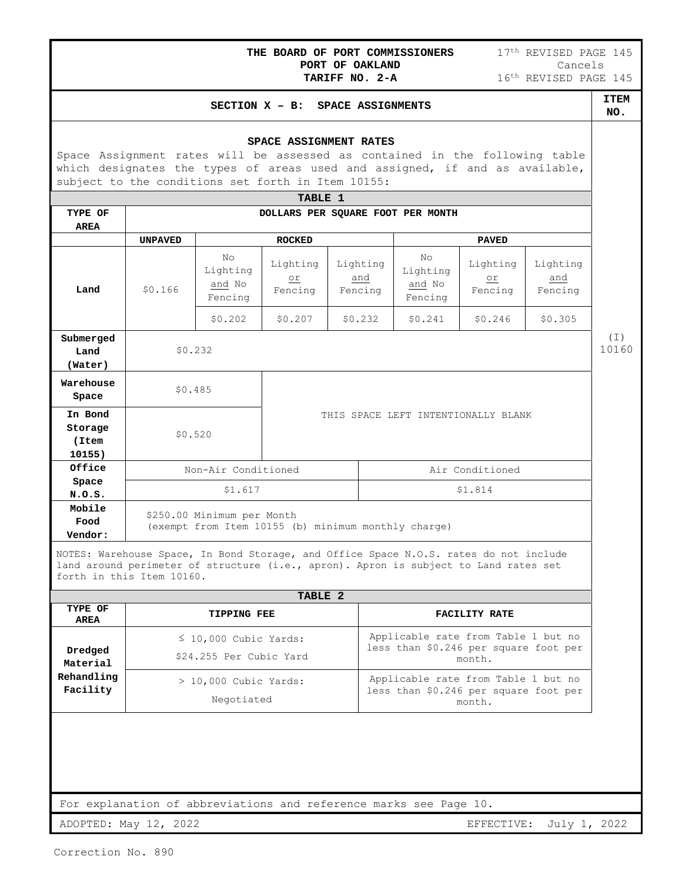THE BOARD OF PORT COMMISSIONERS
PORT OF OAKLAND
TARIFF NO. 2-A

17th REVISED PAGE 145
Cancels
16th REVISED PAGE 145

## SECTION X – B: SPACE ASSIGNMENTS

ITEM NO. (I) 10160

### SPACE ASSIGNMENT RATES

Space Assignment rates will be assessed as contained in the following table which designates the types of areas used and assigned, if and as available, subject to the conditions set forth in Item 10155:

**TABLE 1**

| TYPE OF AREA | DOLLARS PER SQUARE FOOT PER MONTH | | | | | | |
|---|---|---|---|---|---|---|---|
| | UNPAVED | ROCKED | | | PAVED | | |
| Land | | No Lighting and No Fencing | Lighting or Fencing | Lighting and Fencing | No Lighting and No Fencing | Lighting or Fencing | Lighting and Fencing |
| | $0.166 | $0.202 | $0.207 | $0.232 | $0.241 | $0.246 | $0.305 |
| Submerged Land (Water) | $0.232 | | | | | | |
| Warehouse Space | $0.485 | THIS SPACE LEFT INTENTIONALLY BLANK | | | | | |
| In Bond Storage (Item 10155) | $0.520 | | | | | | |
| Office Space N.O.S. | Non-Air Conditioned | | | Air Conditioned | | | |
| | $1.617 | | | $1.814 | | | |
| Mobile Food Vendor: | $250.00 Minimum per Month (exempt from Item 10155 (b) minimum monthly charge) | | | | | | |

NOTES: Warehouse Space, In Bond Storage, and Office Space N.O.S. rates do not include land around perimeter of structure (i.e., apron). Apron is subject to Land rates set forth in this Item 10160.

**TABLE 2**

| TYPE OF AREA | TIPPING FEE | FACILITY RATE |
|---|---|---|
| Dredged Material Rehandling Facility | ≤ 10,000 Cubic Yards: $24.255 Per Cubic Yard | Applicable rate from Table 1 but no less than $0.246 per square foot per month. |
| | > 10,000 Cubic Yards: Negotiated | Applicable rate from Table 1 but no less than $0.246 per square foot per month. |

For explanation of abbreviations and reference marks see Page 10.

ADOPTED: May 12, 2022

EFFECTIVE: July 1, 2022

Correction No. 890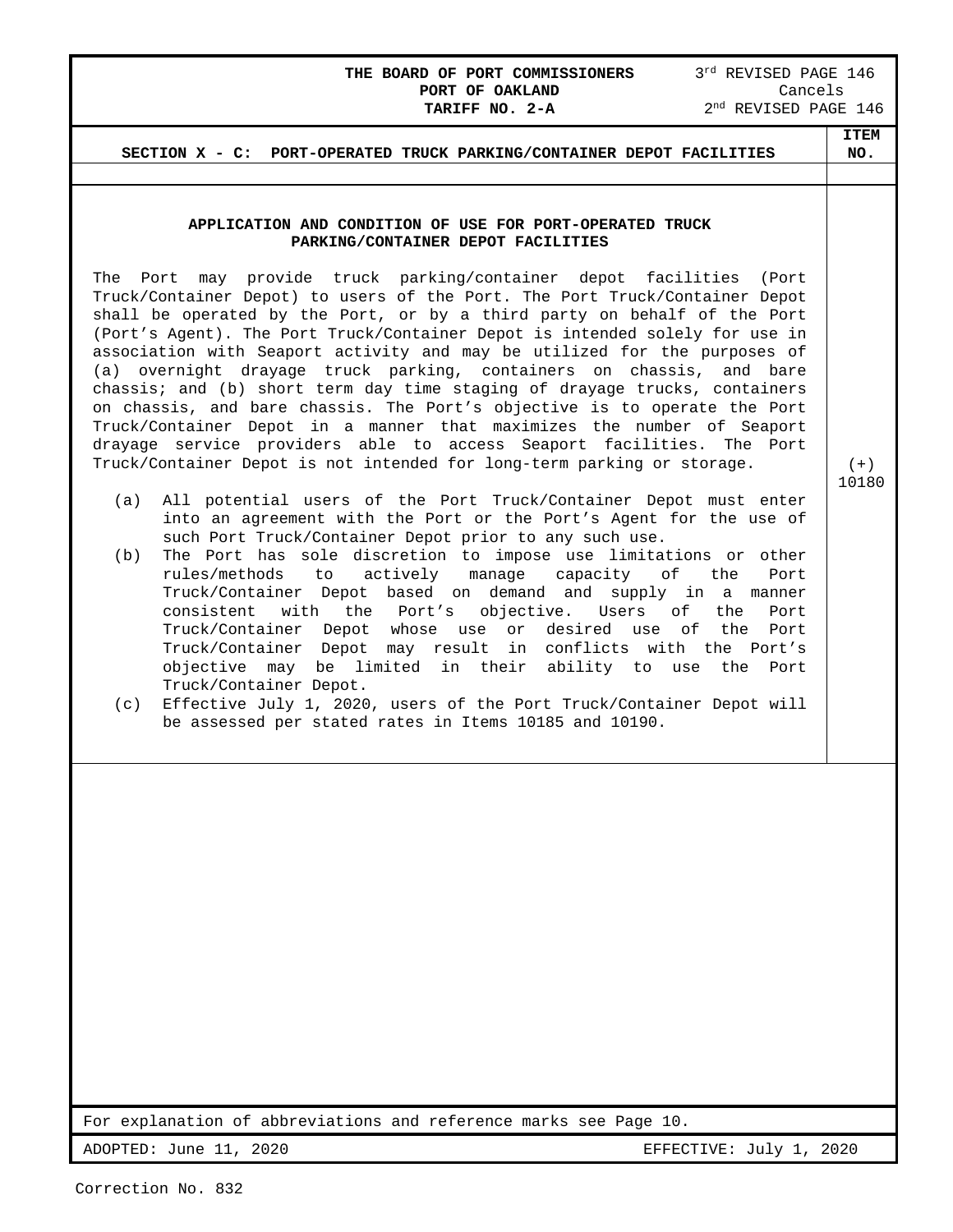**THE BOARD OF PORT COMMISSIONERS**
**PORT OF OAKLAND**
**TARIFF NO. 2-A**

3rd REVISED PAGE 146
Cancels
2nd REVISED PAGE 146

## SECTION X - C: PORT-OPERATED TRUCK PARKING/CONTAINER DEPOT FACILITIES

**ITEM NO.** (+) 10180

### APPLICATION AND CONDITION OF USE FOR PORT-OPERATED TRUCK PARKING/CONTAINER DEPOT FACILITIES

The Port may provide truck parking/container depot facilities (Port Truck/Container Depot) to users of the Port. The Port Truck/Container Depot shall be operated by the Port, or by a third party on behalf of the Port (Port's Agent). The Port Truck/Container Depot is intended solely for use in association with Seaport activity and may be utilized for the purposes of (a) overnight drayage truck parking, containers on chassis, and bare chassis; and (b) short term day time staging of drayage trucks, containers on chassis, and bare chassis. The Port's objective is to operate the Port Truck/Container Depot in a manner that maximizes the number of Seaport drayage service providers able to access Seaport facilities. The Port Truck/Container Depot is not intended for long-term parking or storage.

(a) All potential users of the Port Truck/Container Depot must enter into an agreement with the Port or the Port's Agent for the use of such Port Truck/Container Depot prior to any such use.

(b) The Port has sole discretion to impose use limitations or other rules/methods to actively manage capacity of the Port Truck/Container Depot based on demand and supply in a manner consistent with the Port's objective. Users of the Port Truck/Container Depot whose use or desired use of the Port Truck/Container Depot may result in conflicts with the Port's objective may be limited in their ability to use the Port Truck/Container Depot.

(c) Effective July 1, 2020, users of the Port Truck/Container Depot will be assessed per stated rates in Items 10185 and 10190.

For explanation of abbreviations and reference marks see Page 10.

ADOPTED: June 11, 2020 EFFECTIVE: July 1, 2020

Correction No. 832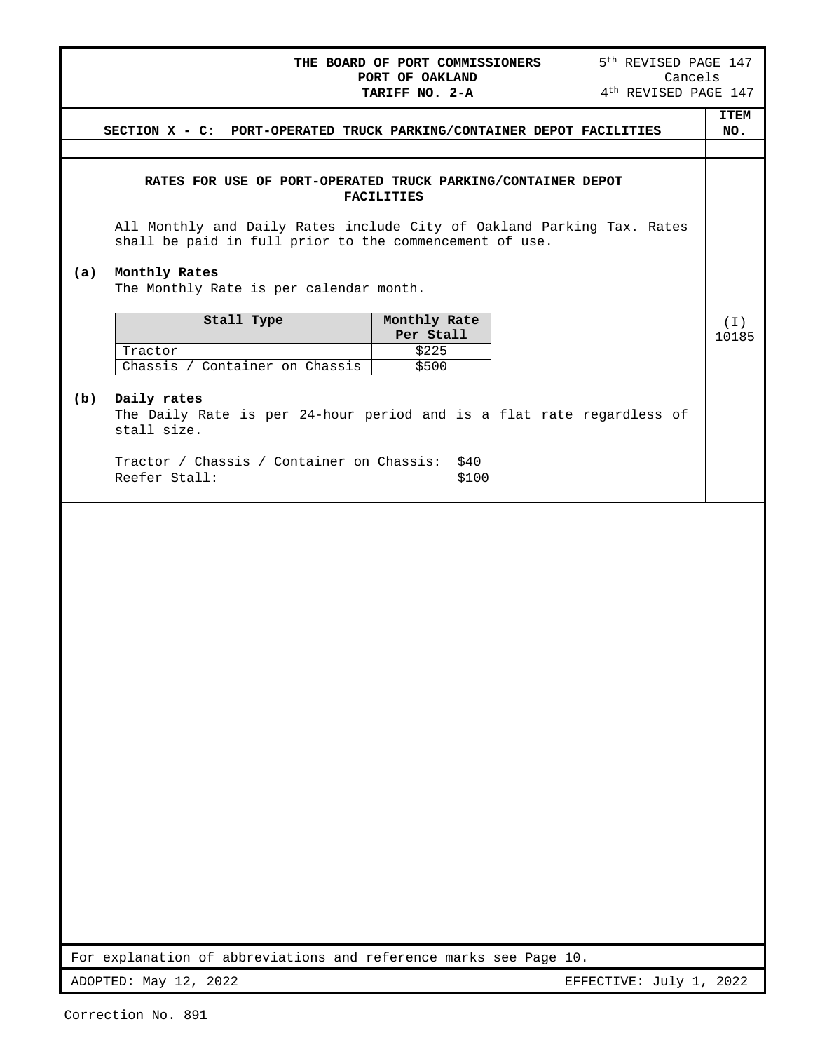THE BOARD OF PORT COMMISSIONERS
PORT OF OAKLAND
TARIFF NO. 2-A

5th REVISED PAGE 147
Cancels
4th REVISED PAGE 147

## SECTION X - C: PORT-OPERATED TRUCK PARKING/CONTAINER DEPOT FACILITIES

ITEM NO.: (I) 10185

### RATES FOR USE OF PORT-OPERATED TRUCK PARKING/CONTAINER DEPOT FACILITIES

All Monthly and Daily Rates include City of Oakland Parking Tax. Rates shall be paid in full prior to the commencement of use.

**(a) Monthly Rates**

The Monthly Rate is per calendar month.

| Stall Type | Monthly Rate Per Stall |
|---|---|
| Tractor | $225 |
| Chassis / Container on Chassis | $500 |

**(b) Daily rates**

The Daily Rate is per 24-hour period and is a flat rate regardless of stall size.

Tractor / Chassis / Container on Chassis: $40
Reefer Stall: $100

For explanation of abbreviations and reference marks see Page 10.

ADOPTED: May 12, 2022 EFFECTIVE: July 1, 2022

Correction No. 891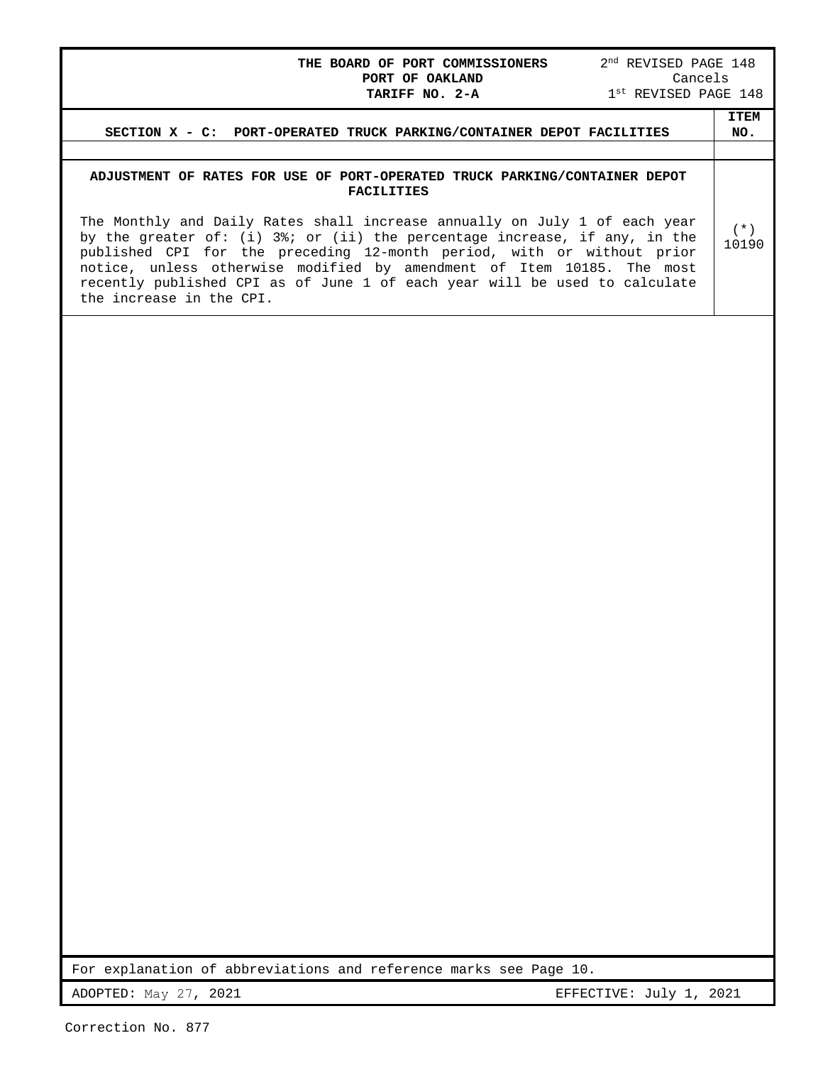**THE BOARD OF PORT COMMISSIONERS**
**PORT OF OAKLAND**
**TARIFF NO. 2-A**

2nd REVISED PAGE 148
Cancels
1st REVISED PAGE 148

| SECTION X - C: PORT-OPERATED TRUCK PARKING/CONTAINER DEPOT FACILITIES | ITEM NO. |
|---|---|
| **ADJUSTMENT OF RATES FOR USE OF PORT-OPERATED TRUCK PARKING/CONTAINER DEPOT FACILITIES**<br><br>The Monthly and Daily Rates shall increase annually on July 1 of each year by the greater of: (i) 3%; or (ii) the percentage increase, if any, in the published CPI for the preceding 12-month period, with or without prior notice, unless otherwise modified by amendment of Item 10185. The most recently published CPI as of June 1 of each year will be used to calculate the increase in the CPI. | (*) 10190 |

For explanation of abbreviations and reference marks see Page 10.

ADOPTED: May 27, 2021 EFFECTIVE: July 1, 2021

Correction No. 877